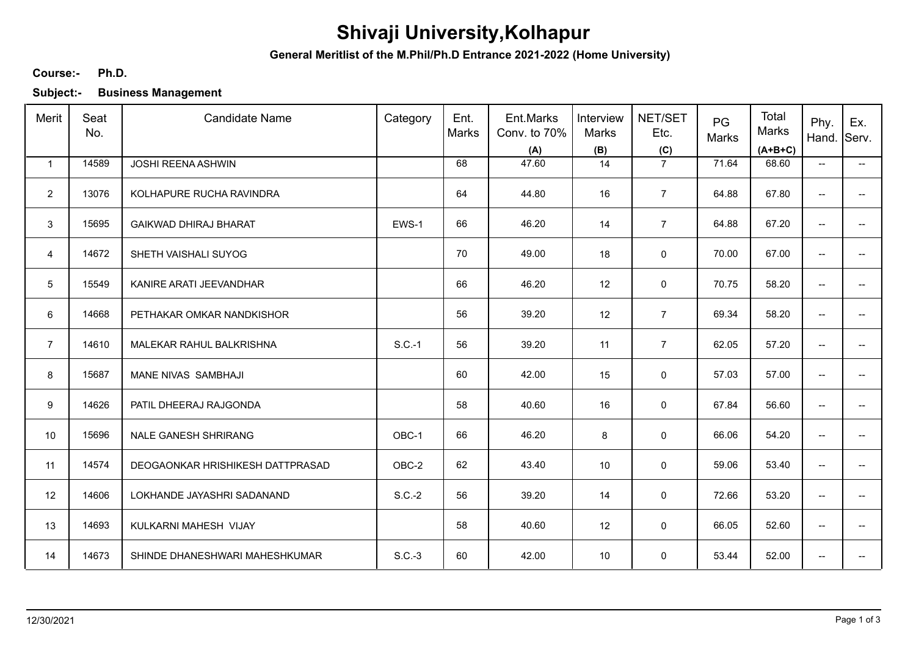# Shivaji University,Kolhapur

**General Meritlist of the M.Phil/Ph.D Entrance 2021-2022 (Home University)**

**Course:-** **Ph.D.**

**Subject:-** **Business Management**

| Merit | Seat No. | Candidate Name | Category | Ent. Marks | Ent.Marks Conv. to 70% (A) | Interview Marks (B) | NET/SET Etc. (C) | PG Marks | Total Marks (A+B+C) | Phy. Hand. | Ex. Serv. |
|---|---|---|---|---|---|---|---|---|---|---|---|
| 1 | 14589 | JOSHI REENA ASHWIN | | 68 | 47.60 | 14 | 7 | 71.64 | 68.60 | -- | -- |
| 2 | 13076 | KOLHAPURE RUCHA RAVINDRA | | 64 | 44.80 | 16 | 7 | 64.88 | 67.80 | -- | -- |
| 3 | 15695 | GAIKWAD DHIRAJ BHARAT | EWS-1 | 66 | 46.20 | 14 | 7 | 64.88 | 67.20 | -- | -- |
| 4 | 14672 | SHETH VAISHALI SUYOG | | 70 | 49.00 | 18 | 0 | 70.00 | 67.00 | -- | -- |
| 5 | 15549 | KANIRE ARATI JEEVANDHAR | | 66 | 46.20 | 12 | 0 | 70.75 | 58.20 | -- | -- |
| 6 | 14668 | PETHAKAR OMKAR NANDKISHOR | | 56 | 39.20 | 12 | 7 | 69.34 | 58.20 | -- | -- |
| 7 | 14610 | MALEKAR RAHUL BALKRISHNA | S.C.-1 | 56 | 39.20 | 11 | 7 | 62.05 | 57.20 | -- | -- |
| 8 | 15687 | MANE NIVAS SAMBHAJI | | 60 | 42.00 | 15 | 0 | 57.03 | 57.00 | -- | -- |
| 9 | 14626 | PATIL DHEERAJ RAJGONDA | | 58 | 40.60 | 16 | 0 | 67.84 | 56.60 | -- | -- |
| 10 | 15696 | NALE GANESH SHRIRANG | OBC-1 | 66 | 46.20 | 8 | 0 | 66.06 | 54.20 | -- | -- |
| 11 | 14574 | DEOGAONKAR HRISHIKESH DATTPRASAD | OBC-2 | 62 | 43.40 | 10 | 0 | 59.06 | 53.40 | -- | -- |
| 12 | 14606 | LOKHANDE JAYASHRI SADANAND | S.C.-2 | 56 | 39.20 | 14 | 0 | 72.66 | 53.20 | -- | -- |
| 13 | 14693 | KULKARNI MAHESH VIJAY | | 58 | 40.60 | 12 | 0 | 66.05 | 52.60 | -- | -- |
| 14 | 14673 | SHINDE DHANESHWARI MAHESHKUMAR | S.C.-3 | 60 | 42.00 | 10 | 0 | 53.44 | 52.00 | -- | -- |

12/30/2021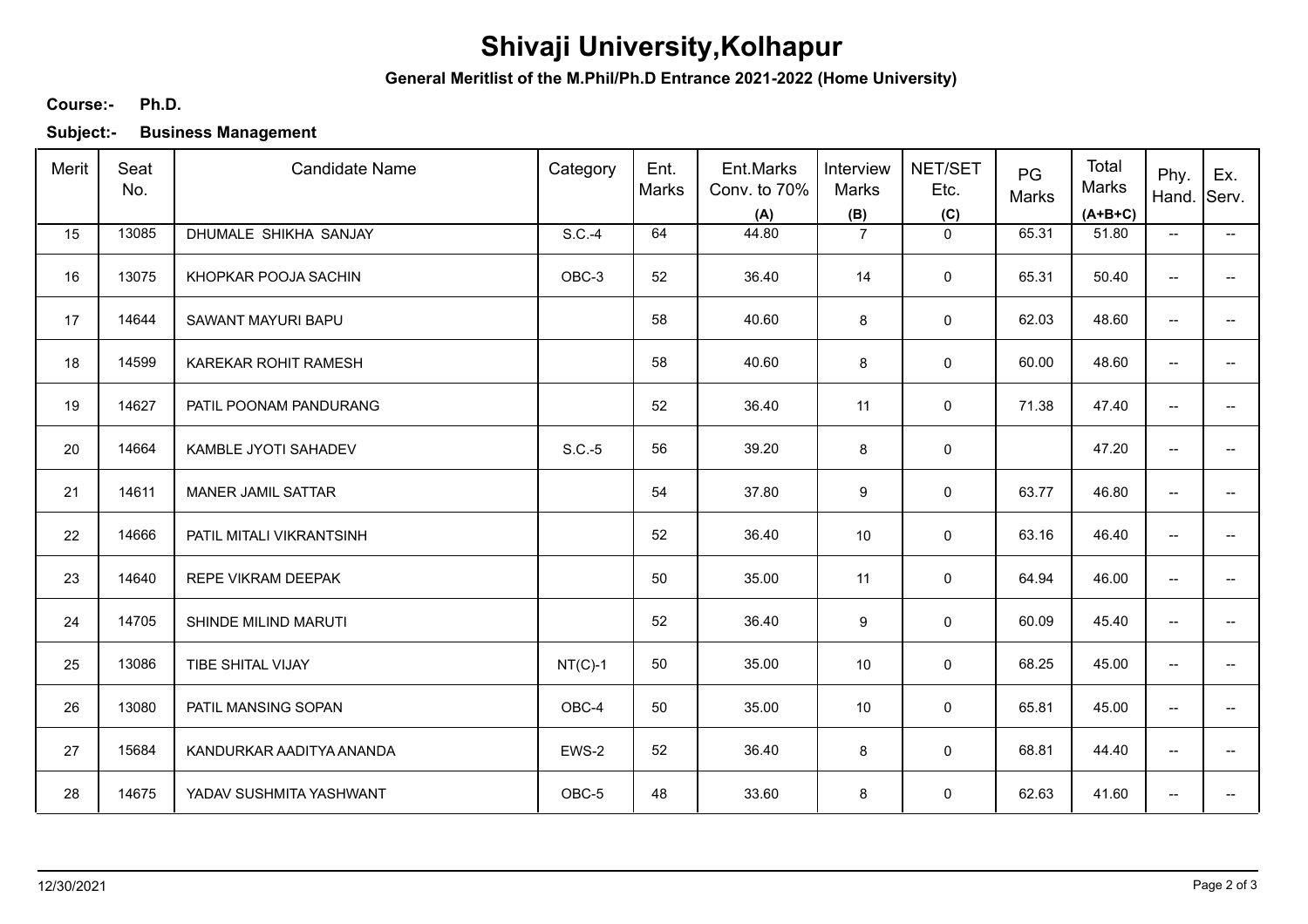# Shivaji University,Kolhapur

**General Meritlist of the M.Phil/Ph.D Entrance 2021-2022 (Home University)**

**Course:-** **Ph.D.**

**Subject:-** **Business Management**

| Merit | Seat No. | Candidate Name | Category | Ent. Marks | Ent.Marks Conv. to 70% (A) | Interview Marks (B) | NET/SET Etc. (C) | PG Marks | Total Marks (A+B+C) | Phy. Hand. | Ex. Serv. |
|---|---|---|---|---|---|---|---|---|---|---|---|
| 15 | 13085 | DHUMALE SHIKHA SANJAY | S.C.-4 | 64 | 44.80 | 7 | 0 | 65.31 | 51.80 | -- | -- |
| 16 | 13075 | KHOPKAR POOJA SACHIN | OBC-3 | 52 | 36.40 | 14 | 0 | 65.31 | 50.40 | -- | -- |
| 17 | 14644 | SAWANT MAYURI BAPU | | 58 | 40.60 | 8 | 0 | 62.03 | 48.60 | -- | -- |
| 18 | 14599 | KAREKAR ROHIT RAMESH | | 58 | 40.60 | 8 | 0 | 60.00 | 48.60 | -- | -- |
| 19 | 14627 | PATIL POONAM PANDURANG | | 52 | 36.40 | 11 | 0 | 71.38 | 47.40 | -- | -- |
| 20 | 14664 | KAMBLE JYOTI SAHADEV | S.C.-5 | 56 | 39.20 | 8 | 0 | | 47.20 | -- | -- |
| 21 | 14611 | MANER JAMIL SATTAR | | 54 | 37.80 | 9 | 0 | 63.77 | 46.80 | -- | -- |
| 22 | 14666 | PATIL MITALI VIKRANTSINH | | 52 | 36.40 | 10 | 0 | 63.16 | 46.40 | -- | -- |
| 23 | 14640 | REPE VIKRAM DEEPAK | | 50 | 35.00 | 11 | 0 | 64.94 | 46.00 | -- | -- |
| 24 | 14705 | SHINDE MILIND MARUTI | | 52 | 36.40 | 9 | 0 | 60.09 | 45.40 | -- | -- |
| 25 | 13086 | TIBE SHITAL VIJAY | NT(C)-1 | 50 | 35.00 | 10 | 0 | 68.25 | 45.00 | -- | -- |
| 26 | 13080 | PATIL MANSING SOPAN | OBC-4 | 50 | 35.00 | 10 | 0 | 65.81 | 45.00 | -- | -- |
| 27 | 15684 | KANDURKAR AADITYA ANANDA | EWS-2 | 52 | 36.40 | 8 | 0 | 68.81 | 44.40 | -- | -- |
| 28 | 14675 | YADAV SUSHMITA YASHWANT | OBC-5 | 48 | 33.60 | 8 | 0 | 62.63 | 41.60 | -- | -- |

12/30/2021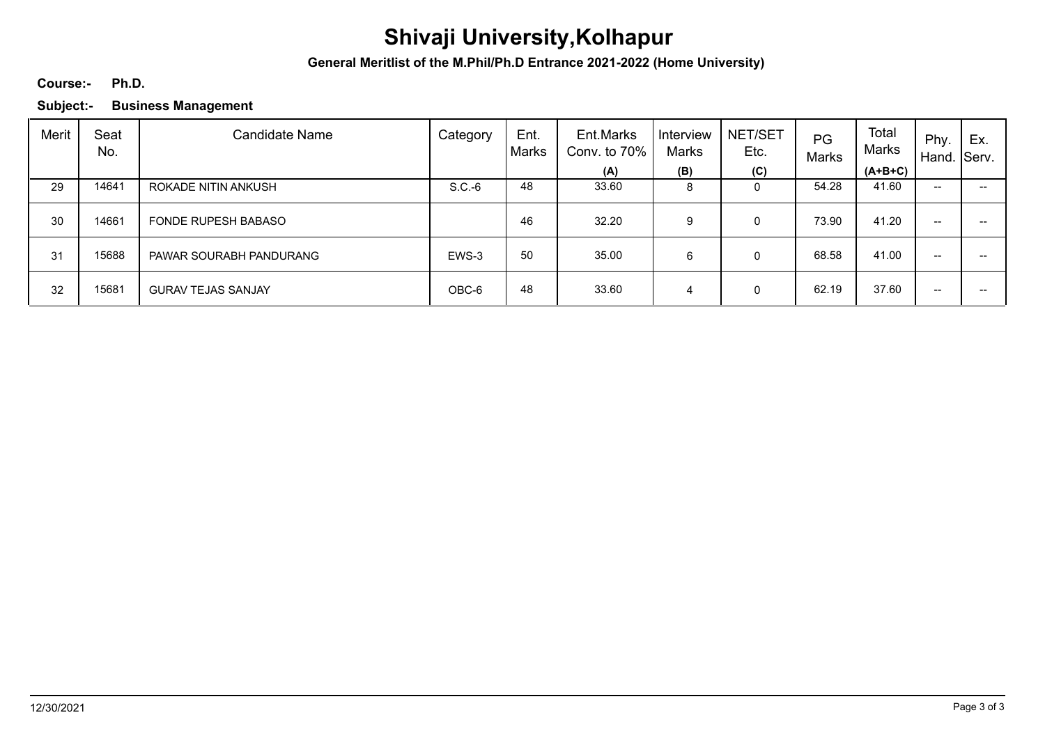# Shivaji University,Kolhapur

**General Meritlist of the M.Phil/Ph.D Entrance 2021-2022 (Home University)**

**Course:-** **Ph.D.**

**Subject:-** **Business Management**

| Merit | Seat No. | Candidate Name | Category | Ent. Marks | Ent.Marks Conv. to 70% (A) | Interview Marks (B) | NET/SET Etc. (C) | PG Marks | Total Marks (A+B+C) | Phy. Hand. | Ex. Serv. |
|---|---|---|---|---|---|---|---|---|---|---|---|
| 29 | 14641 | ROKADE NITIN ANKUSH | S.C.-6 | 48 | 33.60 | 8 | 0 | 54.28 | 41.60 | -- | -- |
| 30 | 14661 | FONDE RUPESH BABASO | | 46 | 32.20 | 9 | 0 | 73.90 | 41.20 | -- | -- |
| 31 | 15688 | PAWAR SOURABH PANDURANG | EWS-3 | 50 | 35.00 | 6 | 0 | 68.58 | 41.00 | -- | -- |
| 32 | 15681 | GURAV TEJAS SANJAY | OBC-6 | 48 | 33.60 | 4 | 0 | 62.19 | 37.60 | -- | -- |

12/30/2021